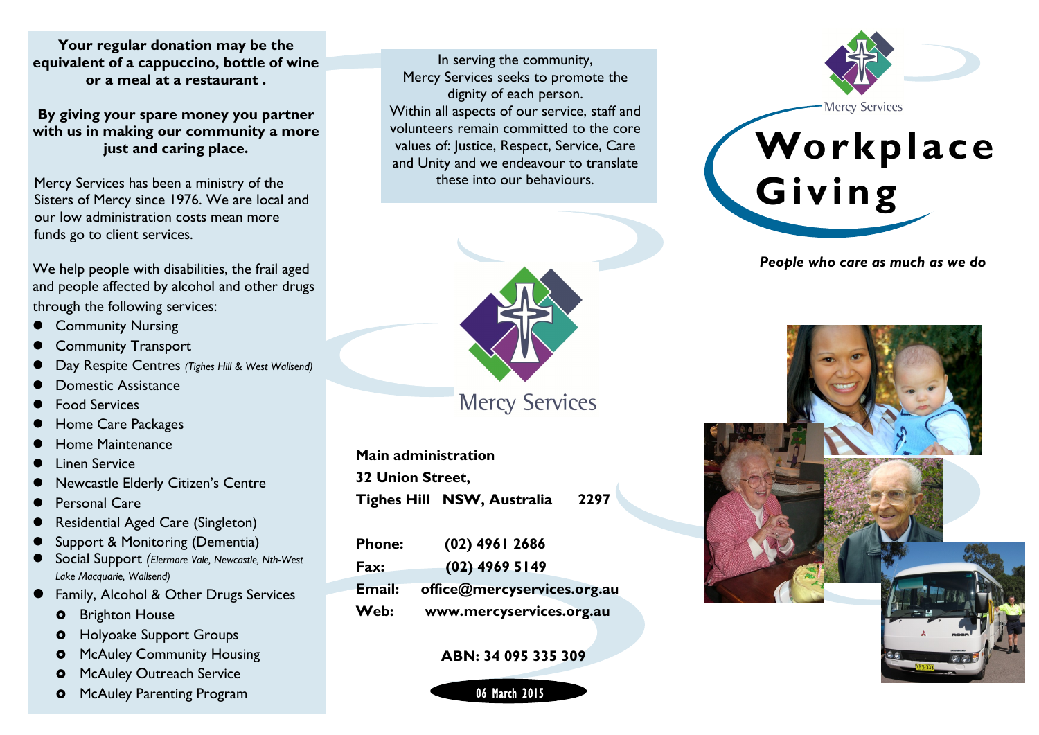**Your regular donation may be the equivalent of a cappuccino, bottle of wine or a meal at a restaurant .**

**By giving your spare money you partner with us in making our community a more just and caring place.**

Mercy Services has been a ministry of the Sisters of Mercy since 1976. We are local and our low administration costs mean more funds go to client services.

We help people with disabilities, the frail aged and people affected by alcohol and other drugs through the following services:

- Community Nursing
- Community Transport
- Day Respite Centres *(Tighes Hill & West Wallsend)*
- Domestic Assistance
- Food Services
- Home Care Packages
- Home Maintenance
- Linen Service
- Newcastle Elderly Citizen's Centre
- Personal Care
- Residential Aged Care (Singleton)
- Support & Monitoring (Dementia)
- Social Support *(Elermore Vale, Newcastle, Nth-West Lake Macquarie, Wallsend)*
- Family, Alcohol & Other Drugs Services
  - Brighton House
  - Holyoake Support Groups
  - McAuley Community Housing
  - McAuley Outreach Service
  - McAuley Parenting Program

In serving the community, Mercy Services seeks to promote the dignity of each person. Within all aspects of our service, staff and volunteers remain committed to the core values of: Justice, Respect, Service, Care and Unity and we endeavour to translate these into our behaviours.

Mercy Services

**Main administration**
**32 Union Street,**
**Tighes Hill NSW, Australia 2297**

**Phone: (02) 4961 2686**
**Fax: (02) 4969 5149**
**Email: office@mercyservices.org.au**
**Web: www.mercyservices.org.au**

**ABN: 34 095 335 309**

06 March 2015

Mercy Services

# Workplace Giving

***People who care as much as we do***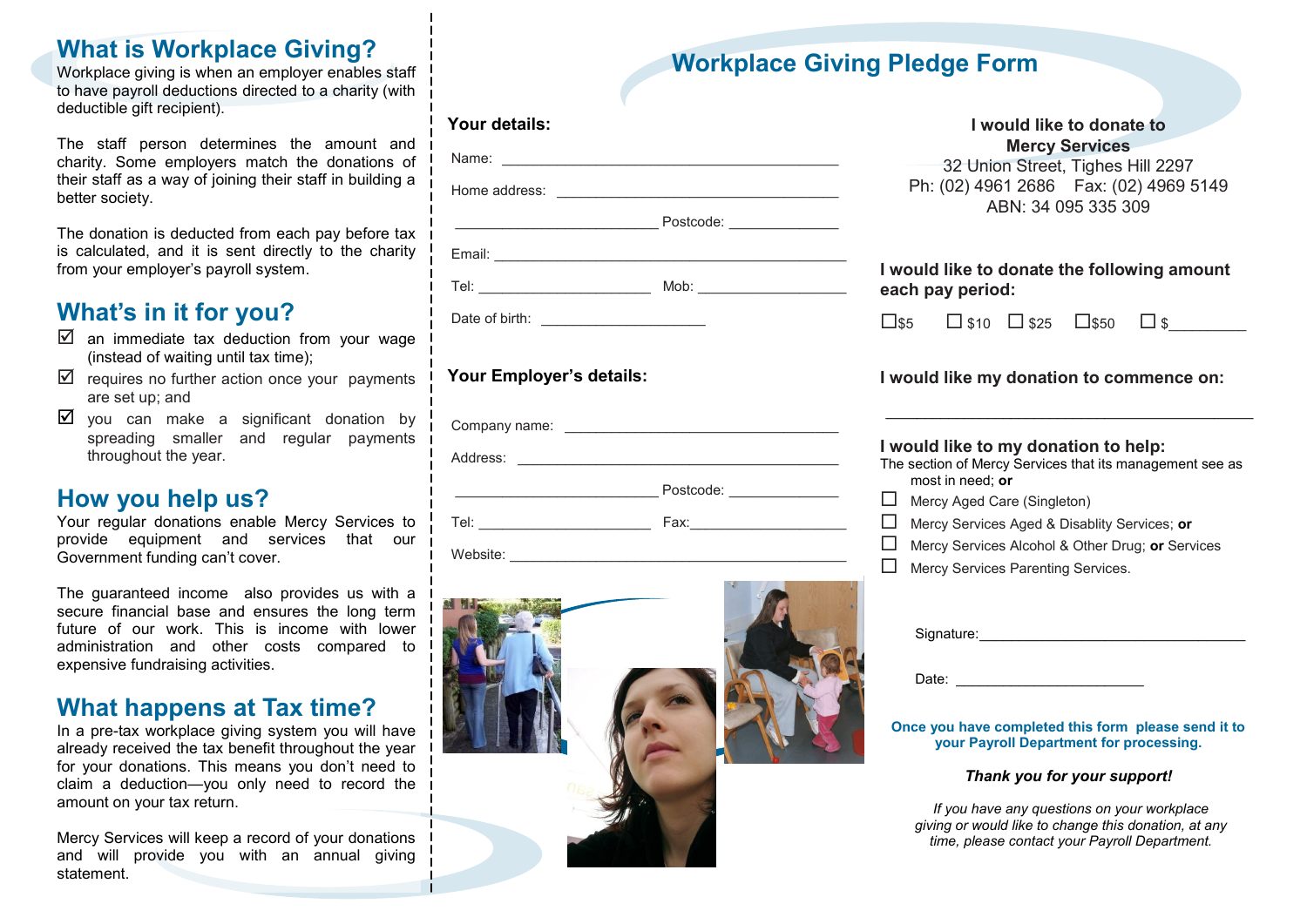## What is Workplace Giving?

Workplace giving is when an employer enables staff to have payroll deductions directed to a charity (with deductible gift recipient).

The staff person determines the amount and charity. Some employers match the donations of their staff as a way of joining their staff in building a better society.

The donation is deducted from each pay before tax is calculated, and it is sent directly to the charity from your employer's payroll system.

## What's in it for you?

- ☑ an immediate tax deduction from your wage (instead of waiting until tax time);
- ☑ requires no further action once your payments are set up; and
- ☑ you can make a significant donation by spreading smaller and regular payments throughout the year.

## How you help us?

Your regular donations enable Mercy Services to provide equipment and services that our Government funding can't cover.

The guaranteed income also provides us with a secure financial base and ensures the long term future of our work. This is income with lower administration and other costs compared to expensive fundraising activities.

## What happens at Tax time?

In a pre-tax workplace giving system you will have already received the tax benefit throughout the year for your donations. This means you don't need to claim a deduction—you only need to record the amount on your tax return.

Mercy Services will keep a record of your donations and will provide you with an annual giving statement.

# Workplace Giving Pledge Form

### Your details:

Name: ______________________________________

Home address: ______________________________

______________________ Postcode: ____________

Email: _____________________________________

Tel: ____________________ Mob: _________________

Date of birth: ____________________

### Your Employer's details:

Company name: ______________________________

Address: ___________________________________

______________________ Postcode: ____________

Tel: ____________________ Fax:_________________

Website: ___________________________________

**I would like to donate to**
**Mercy Services**
32 Union Street, Tighes Hill 2297
Ph: (02) 4961 2686 Fax: (02) 4969 5149
ABN: 34 095 335 309

**I would like to donate the following amount each pay period:**

☐$5 ☐ $10 ☐ $25 ☐$50 ☐ $_________

**I would like my donation to commence on:**

_____________________________________________

**I would like to my donation to help:**

The section of Mercy Services that its management see as most in need; **or**

- ☐ Mercy Aged Care (Singleton)
- ☐ Mercy Services Aged & Disablity Services; **or**
- ☐ Mercy Services Alcohol & Other Drug; **or** Services
- ☐ Mercy Services Parenting Services.

Signature:_________________________________

Date: ________________________

**Once you have completed this form please send it to your Payroll Department for processing.**

***Thank you for your support!***

*If you have any questions on your workplace giving or would like to change this donation, at any time, please contact your Payroll Department.*